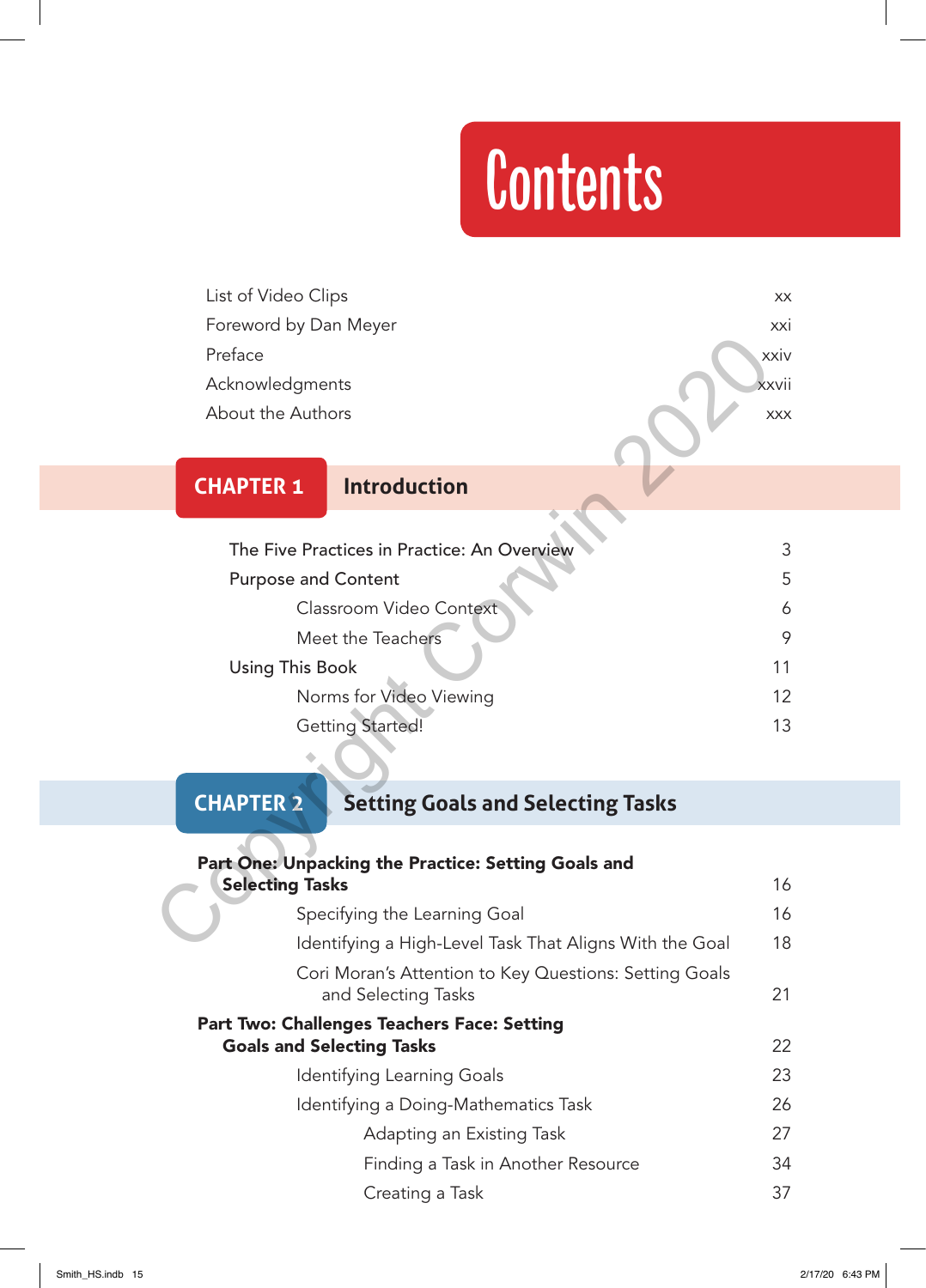# Contents

List of Video Clips xx
Foreword by Dan Meyer xxi
Preface xxiv
Acknowledgments xxvii
About the Authors xxx

## CHAPTER 1 Introduction

The Five Practices in Practice: An Overview 3
Purpose and Content 5
- Classroom Video Context 6
- Meet the Teachers 9

Using This Book 11
- Norms for Video Viewing 12
- Getting Started! 13

## CHAPTER 2 Setting Goals and Selecting Tasks

**Part One: Unpacking the Practice: Setting Goals and Selecting Tasks** 16
- Specifying the Learning Goal 16
- Identifying a High-Level Task That Aligns With the Goal 18
- Cori Moran's Attention to Key Questions: Setting Goals and Selecting Tasks 21

**Part Two: Challenges Teachers Face: Setting Goals and Selecting Tasks** 22
- Identifying Learning Goals 23
- Identifying a Doing-Mathematics Task 26
  - Adapting an Existing Task 27
  - Finding a Task in Another Resource 34
  - Creating a Task 37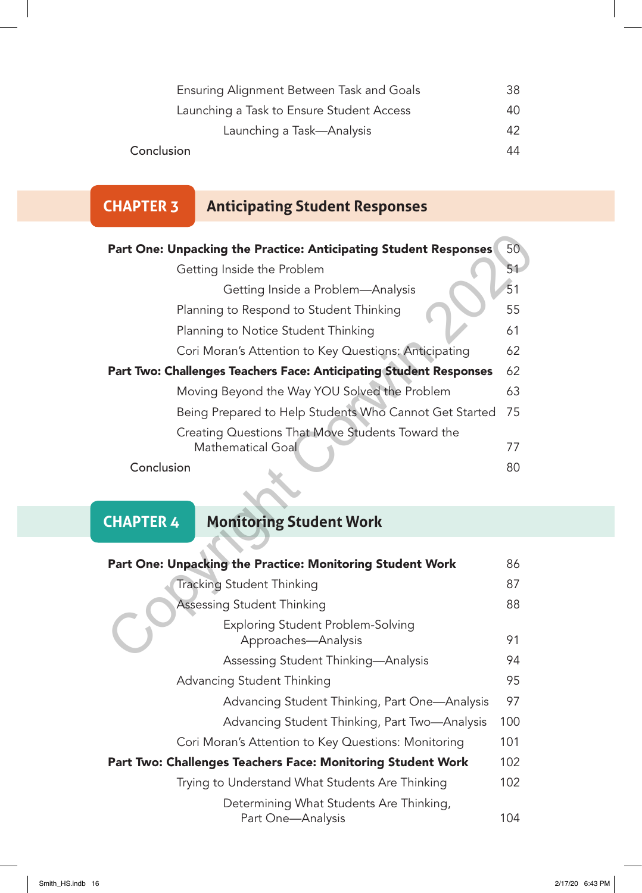Ensuring Alignment Between Task and Goals 38

Launching a Task to Ensure Student Access 40

Launching a Task—Analysis 42

Conclusion 44

## CHAPTER 3 Anticipating Student Responses

**Part One: Unpacking the Practice: Anticipating Student Responses** 50

Getting Inside the Problem 51

Getting Inside a Problem—Analysis 51

Planning to Respond to Student Thinking 55

Planning to Notice Student Thinking 61

Cori Moran's Attention to Key Questions: Anticipating 62

**Part Two: Challenges Teachers Face: Anticipating Student Responses** 62

Moving Beyond the Way YOU Solved the Problem 63

Being Prepared to Help Students Who Cannot Get Started 75

Creating Questions That Move Students Toward the Mathematical Goal 77

Conclusion 80

## CHAPTER 4 Monitoring Student Work

**Part One: Unpacking the Practice: Monitoring Student Work** 86

Tracking Student Thinking 87

Assessing Student Thinking 88

Exploring Student Problem-Solving Approaches—Analysis 91

Assessing Student Thinking—Analysis 94

Advancing Student Thinking 95

Advancing Student Thinking, Part One—Analysis 97

Advancing Student Thinking, Part Two—Analysis 100

Cori Moran's Attention to Key Questions: Monitoring 101

**Part Two: Challenges Teachers Face: Monitoring Student Work** 102

Trying to Understand What Students Are Thinking 102

Determining What Students Are Thinking, Part One—Analysis 104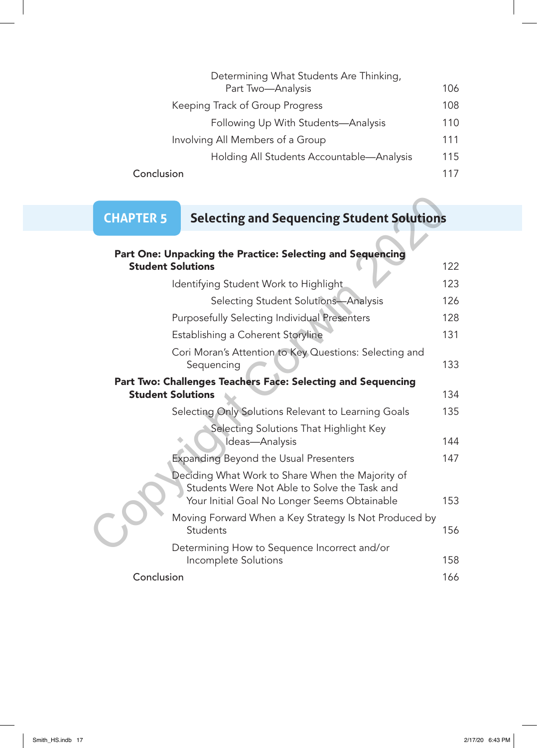Determining What Students Are Thinking, Part Two—Analysis 106

Keeping Track of Group Progress 108

Following Up With Students—Analysis 110

Involving All Members of a Group 111

Holding All Students Accountable—Analysis 115

Conclusion 117

## CHAPTER 5 Selecting and Sequencing Student Solutions

**Part One: Unpacking the Practice: Selecting and Sequencing Student Solutions** 122

Identifying Student Work to Highlight 123

Selecting Student Solutions—Analysis 126

Purposefully Selecting Individual Presenters 128

Establishing a Coherent Storyline 131

Cori Moran's Attention to Key Questions: Selecting and Sequencing 133

**Part Two: Challenges Teachers Face: Selecting and Sequencing Student Solutions** 134

Selecting Only Solutions Relevant to Learning Goals 135

Selecting Solutions That Highlight Key Ideas—Analysis 144

Expanding Beyond the Usual Presenters 147

Deciding What Work to Share When the Majority of Students Were Not Able to Solve the Task and Your Initial Goal No Longer Seems Obtainable 153

Moving Forward When a Key Strategy Is Not Produced by Students 156

Determining How to Sequence Incorrect and/or Incomplete Solutions 158

Conclusion 166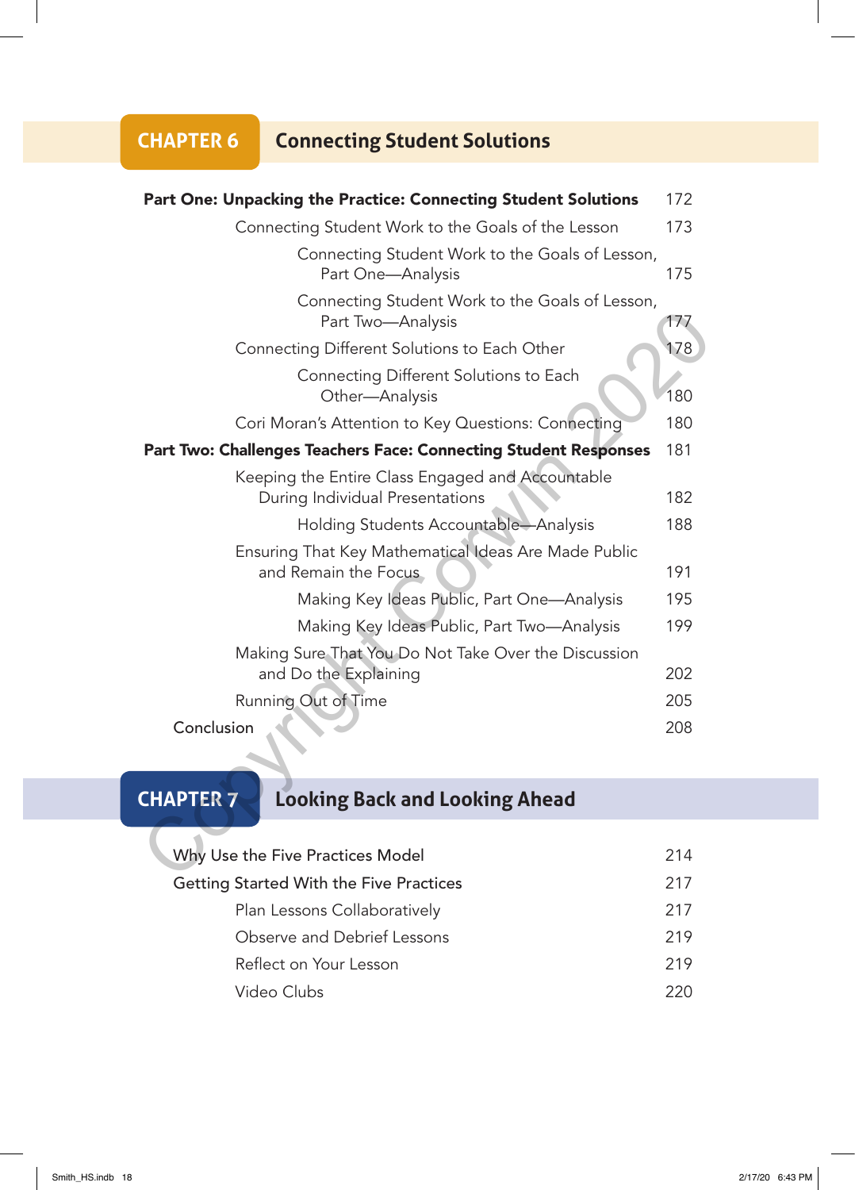## CHAPTER 6 Connecting Student Solutions

**Part One: Unpacking the Practice: Connecting Student Solutions** 172

- Connecting Student Work to the Goals of the Lesson 173
  - Connecting Student Work to the Goals of Lesson, Part One—Analysis 175
  - Connecting Student Work to the Goals of Lesson, Part Two—Analysis 177
- Connecting Different Solutions to Each Other 178
  - Connecting Different Solutions to Each Other—Analysis 180
- Cori Moran's Attention to Key Questions: Connecting 180

**Part Two: Challenges Teachers Face: Connecting Student Responses** 181

- Keeping the Entire Class Engaged and Accountable During Individual Presentations 182
  - Holding Students Accountable—Analysis 188
- Ensuring That Key Mathematical Ideas Are Made Public and Remain the Focus 191
  - Making Key Ideas Public, Part One—Analysis 195
  - Making Key Ideas Public, Part Two—Analysis 199
- Making Sure That You Do Not Take Over the Discussion and Do the Explaining 202
- Running Out of Time 205

Conclusion 208

## CHAPTER 7 Looking Back and Looking Ahead

Why Use the Five Practices Model 214

Getting Started With the Five Practices 217

- Plan Lessons Collaboratively 217
- Observe and Debrief Lessons 219
- Reflect on Your Lesson 219
- Video Clubs 220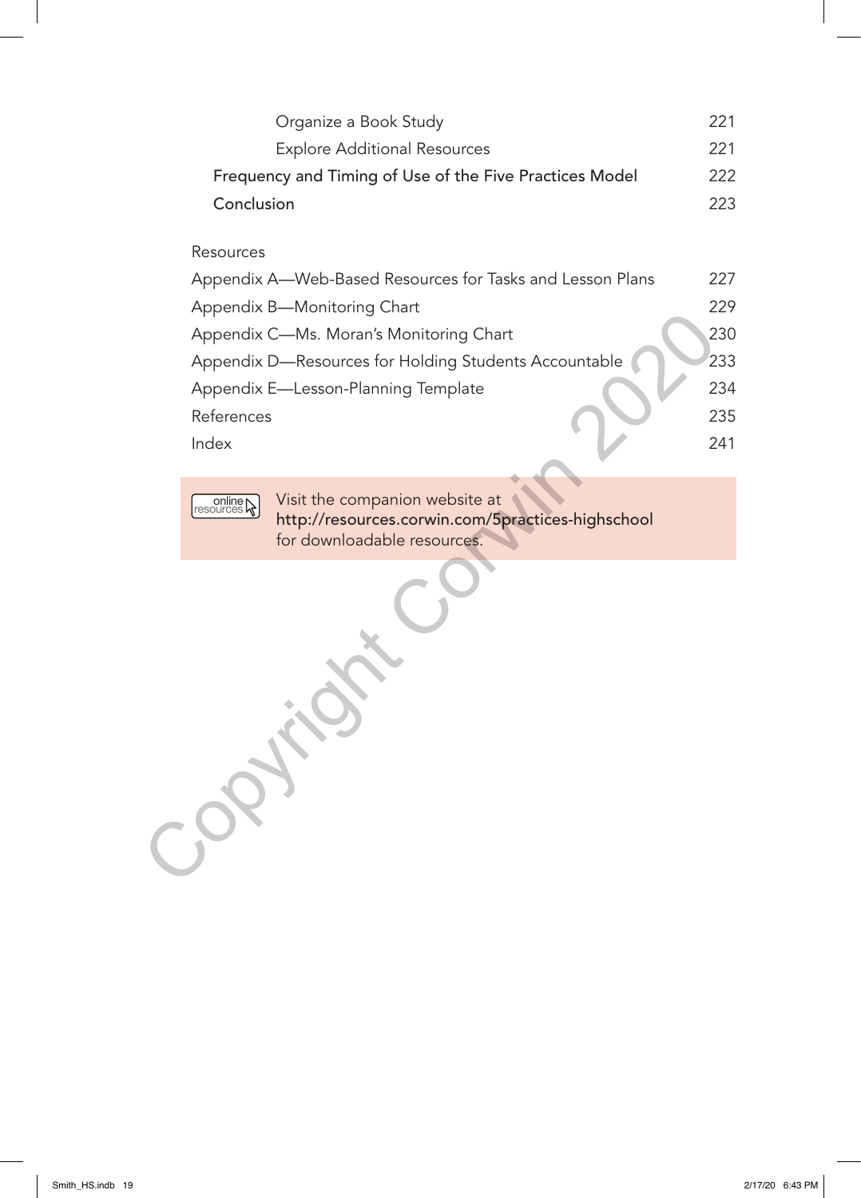Organize a Book Study 221

Explore Additional Resources 221

**Frequency and Timing of Use of the Five Practices Model** 222

**Conclusion** 223

Resources

Appendix A—Web-Based Resources for Tasks and Lesson Plans 227

Appendix B—Monitoring Chart 229

Appendix C—Ms. Moran's Monitoring Chart 230

Appendix D—Resources for Holding Students Accountable 233

Appendix E—Lesson-Planning Template 234

References 235

Index 241

online resources — Visit the companion website at **http://resources.corwin.com/5practices-highschool** for downloadable resources.